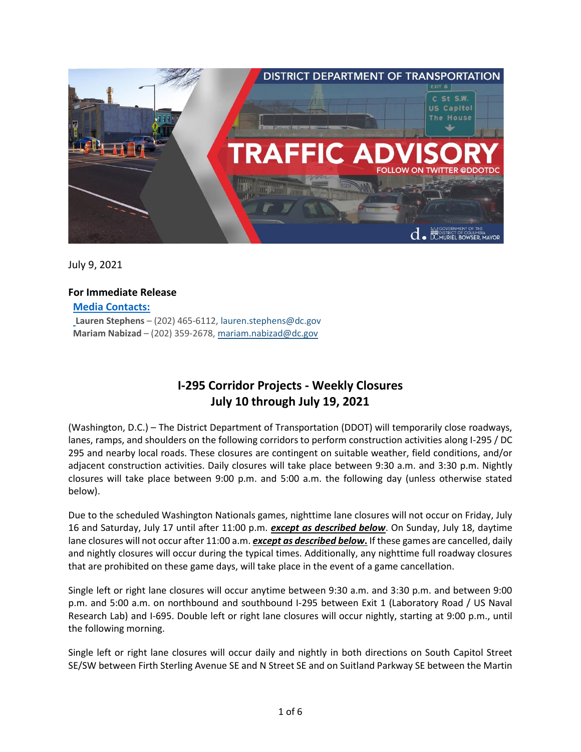July 9, 2021

**For Immediate Release**

**Media Contacts:**

**Lauren Stephens** – (202) 465-6112, lauren.stephens@dc.gov
**Mariam Nabizad** – (202) 359-2678, mariam.nabizad@dc.gov

## I-295 Corridor Projects - Weekly Closures
## July 10 through July 19, 2021

(Washington, D.C.) – The District Department of Transportation (DDOT) will temporarily close roadways, lanes, ramps, and shoulders on the following corridors to perform construction activities along I-295 / DC 295 and nearby local roads. These closures are contingent on suitable weather, field conditions, and/or adjacent construction activities. Daily closures will take place between 9:30 a.m. and 3:30 p.m. Nightly closures will take place between 9:00 p.m. and 5:00 a.m. the following day (unless otherwise stated below).

Due to the scheduled Washington Nationals games, nighttime lane closures will not occur on Friday, July 16 and Saturday, July 17 until after 11:00 p.m. ***except as described below***. On Sunday, July 18, daytime lane closures will not occur after 11:00 a.m. ***except as described below.*** If these games are cancelled, daily and nightly closures will occur during the typical times. Additionally, any nighttime full roadway closures that are prohibited on these game days, will take place in the event of a game cancellation.

Single left or right lane closures will occur anytime between 9:30 a.m. and 3:30 p.m. and between 9:00 p.m. and 5:00 a.m. on northbound and southbound I-295 between Exit 1 (Laboratory Road / US Naval Research Lab) and I-695. Double left or right lane closures will occur nightly, starting at 9:00 p.m., until the following morning.

Single left or right lane closures will occur daily and nightly in both directions on South Capitol Street SE/SW between Firth Sterling Avenue SE and N Street SE and on Suitland Parkway SE between the Martin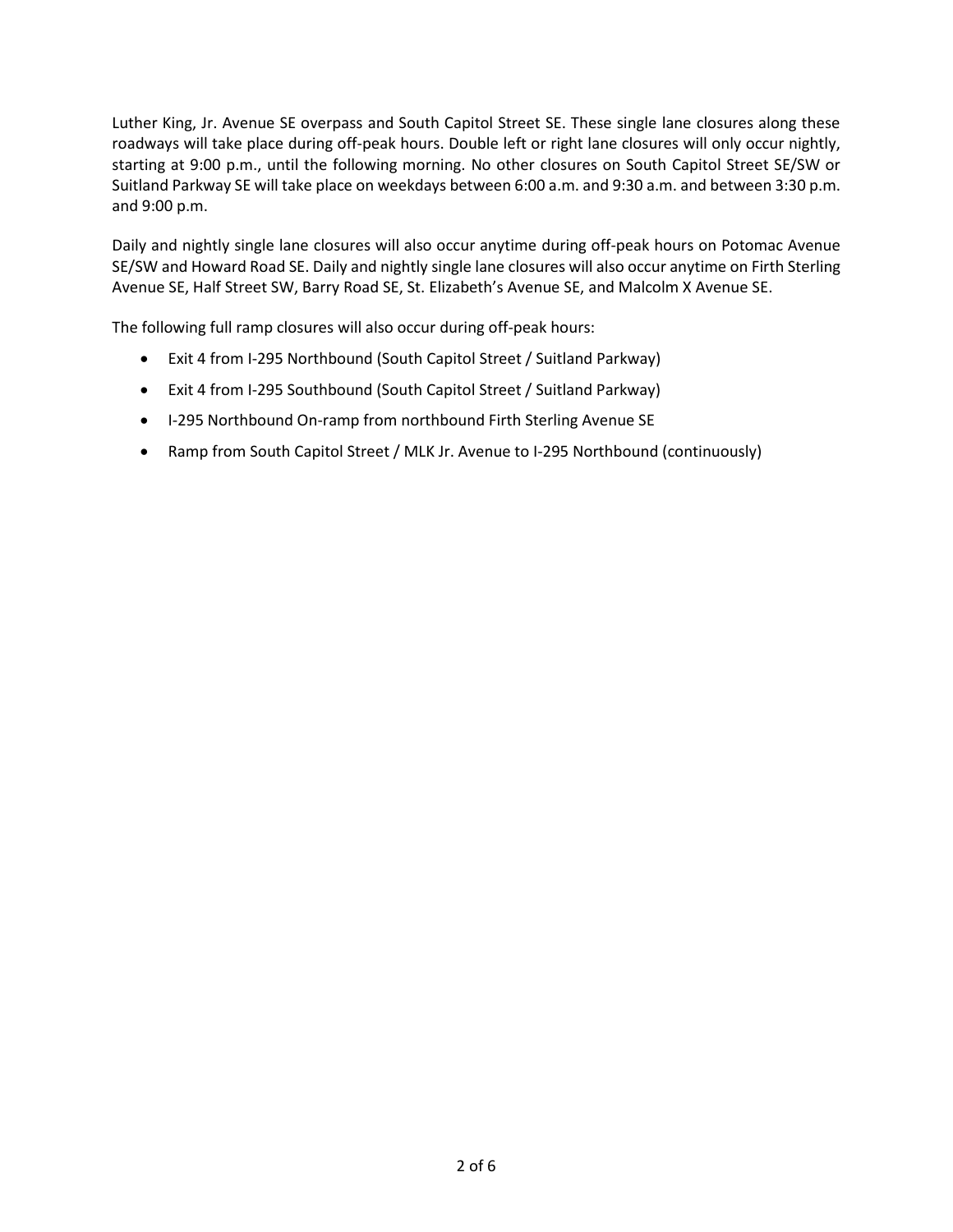Luther King, Jr. Avenue SE overpass and South Capitol Street SE. These single lane closures along these roadways will take place during off-peak hours. Double left or right lane closures will only occur nightly, starting at 9:00 p.m., until the following morning. No other closures on South Capitol Street SE/SW or Suitland Parkway SE will take place on weekdays between 6:00 a.m. and 9:30 a.m. and between 3:30 p.m. and 9:00 p.m.

Daily and nightly single lane closures will also occur anytime during off-peak hours on Potomac Avenue SE/SW and Howard Road SE. Daily and nightly single lane closures will also occur anytime on Firth Sterling Avenue SE, Half Street SW, Barry Road SE, St. Elizabeth's Avenue SE, and Malcolm X Avenue SE.

The following full ramp closures will also occur during off-peak hours:

- Exit 4 from I-295 Northbound (South Capitol Street / Suitland Parkway)
- Exit 4 from I-295 Southbound (South Capitol Street / Suitland Parkway)
- I-295 Northbound On-ramp from northbound Firth Sterling Avenue SE
- Ramp from South Capitol Street / MLK Jr. Avenue to I-295 Northbound (continuously)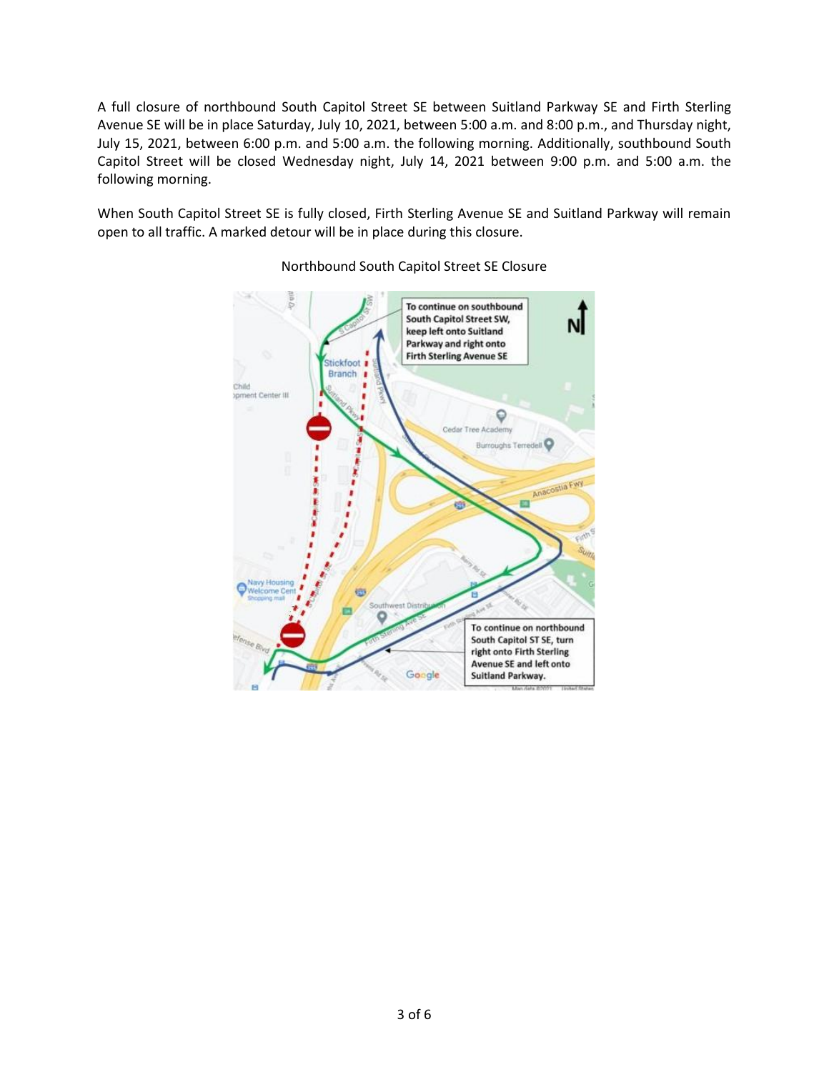A full closure of northbound South Capitol Street SE between Suitland Parkway SE and Firth Sterling Avenue SE will be in place Saturday, July 10, 2021, between 5:00 a.m. and 8:00 p.m., and Thursday night, July 15, 2021, between 6:00 p.m. and 5:00 a.m. the following morning. Additionally, southbound South Capitol Street will be closed Wednesday night, July 14, 2021 between 9:00 p.m. and 5:00 a.m. the following morning.

When South Capitol Street SE is fully closed, Firth Sterling Avenue SE and Suitland Parkway will remain open to all traffic. A marked detour will be in place during this closure.

Northbound South Capitol Street SE Closure

To continue on southbound South Capitol Street SW, keep left onto Suitland Parkway and right onto Firth Sterling Avenue SE

To continue on northbound South Capitol ST SE, turn right onto Firth Sterling Avenue SE and left onto Suitland Parkway.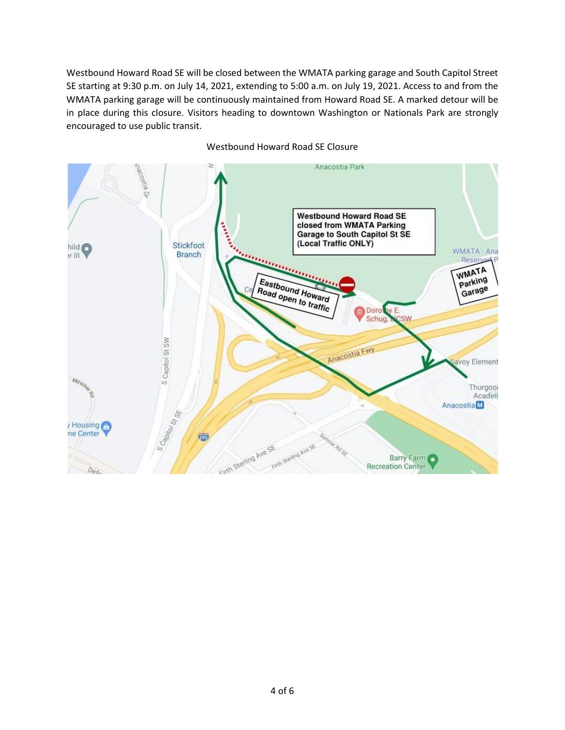Westbound Howard Road SE will be closed between the WMATA parking garage and South Capitol Street SE starting at 9:30 p.m. on July 14, 2021, extending to 5:00 a.m. on July 19, 2021. Access to and from the WMATA parking garage will be continuously maintained from Howard Road SE. A marked detour will be in place during this closure. Visitors heading to downtown Washington or Nationals Park are strongly encouraged to use public transit.

Westbound Howard Road SE Closure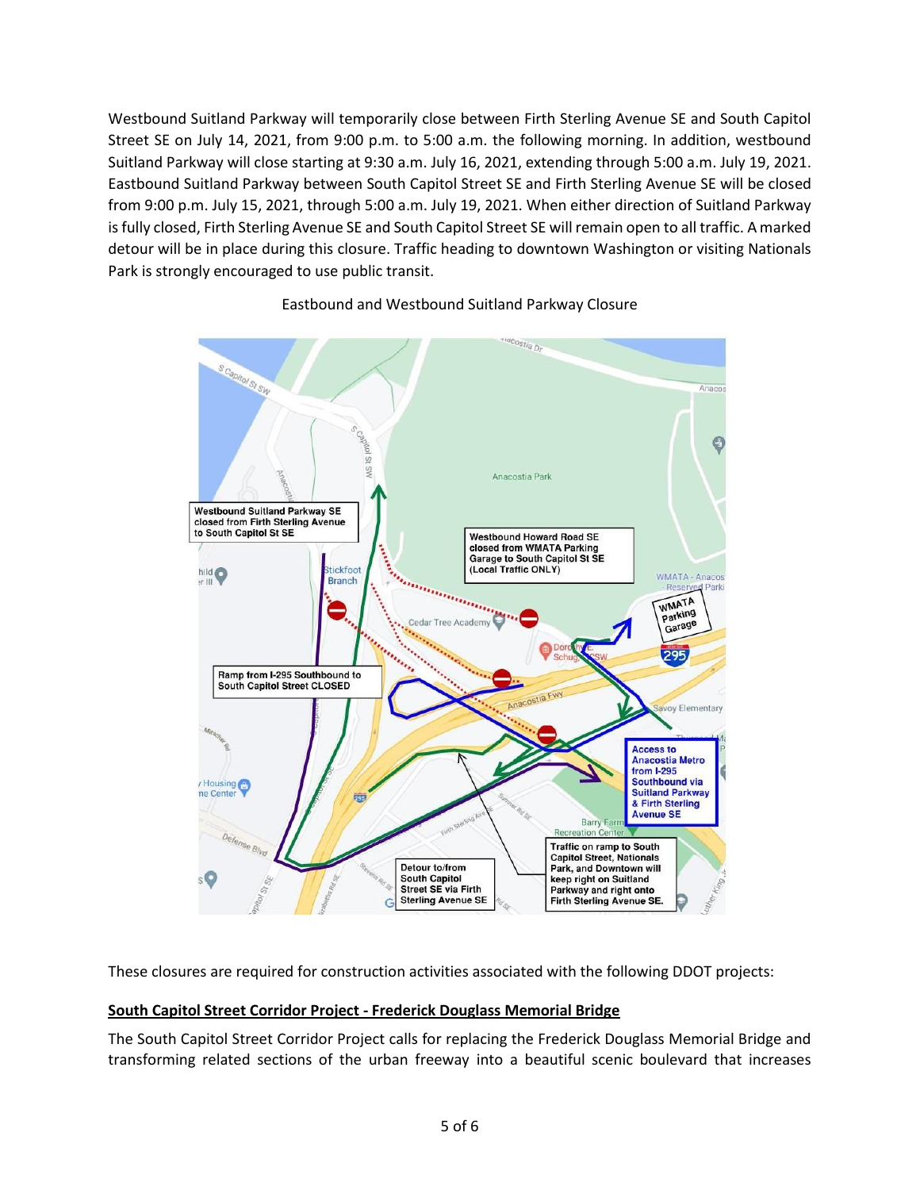Westbound Suitland Parkway will temporarily close between Firth Sterling Avenue SE and South Capitol Street SE on July 14, 2021, from 9:00 p.m. to 5:00 a.m. the following morning. In addition, westbound Suitland Parkway will close starting at 9:30 a.m. July 16, 2021, extending through 5:00 a.m. July 19, 2021. Eastbound Suitland Parkway between South Capitol Street SE and Firth Sterling Avenue SE will be closed from 9:00 p.m. July 15, 2021, through 5:00 a.m. July 19, 2021. When either direction of Suitland Parkway is fully closed, Firth Sterling Avenue SE and South Capitol Street SE will remain open to all traffic. A marked detour will be in place during this closure. Traffic heading to downtown Washington or visiting Nationals Park is strongly encouraged to use public transit.

Eastbound and Westbound Suitland Parkway Closure

Westbound Suitland Parkway SE closed from Firth Sterling Avenue to South Capitol St SE

Westbound Howard Road SE closed from WMATA Parking Garage to South Capitol St SE (Local Traffic ONLY)

Ramp from I-295 Southbound to South Capitol Street CLOSED

Access to Anacostia Metro from I-295 Southbound via Suitland Parkway & Firth Sterling Avenue SE

Detour to/from South Capitol Street SE via Firth Sterling Avenue SE

Traffic on ramp to South Capitol Street, Nationals Park, and Downtown will keep right on Suitland Parkway and right onto Firth Sterling Avenue SE.

These closures are required for construction activities associated with the following DDOT projects:

**South Capitol Street Corridor Project - Frederick Douglass Memorial Bridge**

The South Capitol Street Corridor Project calls for replacing the Frederick Douglass Memorial Bridge and transforming related sections of the urban freeway into a beautiful scenic boulevard that increases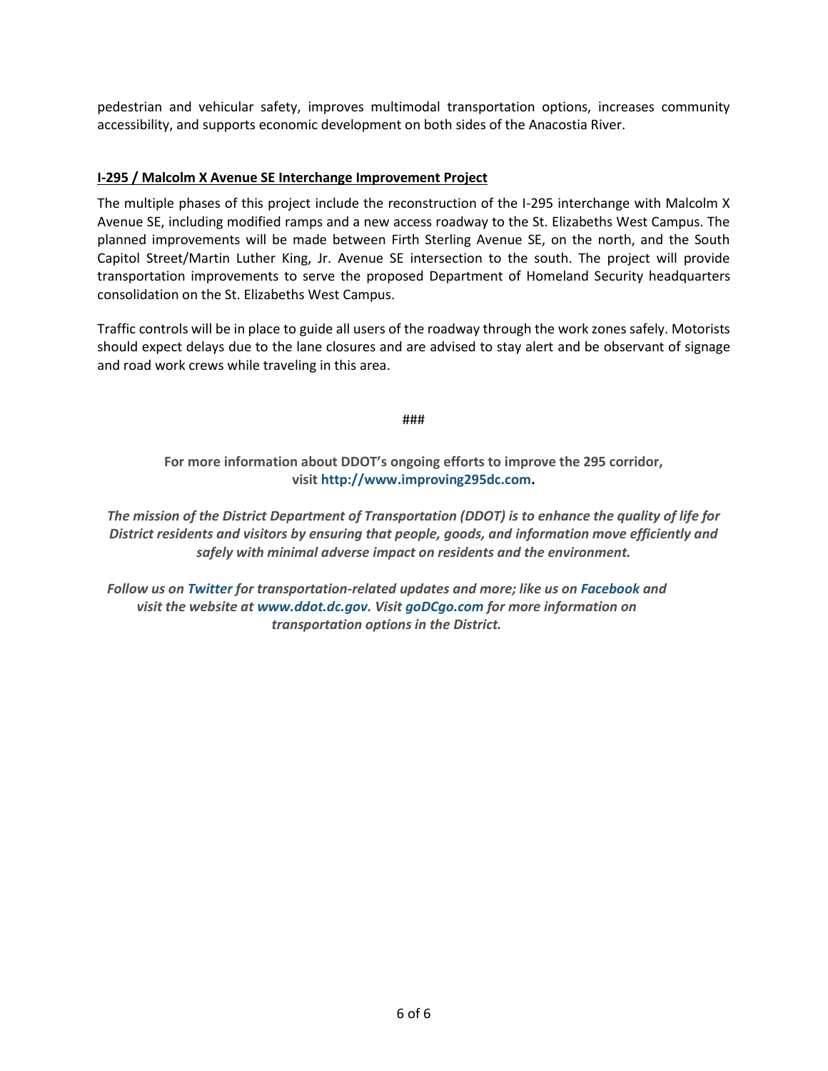pedestrian and vehicular safety, improves multimodal transportation options, increases community accessibility, and supports economic development on both sides of the Anacostia River.

**I-295 / Malcolm X Avenue SE Interchange Improvement Project**

The multiple phases of this project include the reconstruction of the I-295 interchange with Malcolm X Avenue SE, including modified ramps and a new access roadway to the St. Elizabeths West Campus. The planned improvements will be made between Firth Sterling Avenue SE, on the north, and the South Capitol Street/Martin Luther King, Jr. Avenue SE intersection to the south. The project will provide transportation improvements to serve the proposed Department of Homeland Security headquarters consolidation on the St. Elizabeths West Campus.

Traffic controls will be in place to guide all users of the roadway through the work zones safely. Motorists should expect delays due to the lane closures and are advised to stay alert and be observant of signage and road work crews while traveling in this area.

###

**For more information about DDOT's ongoing efforts to improve the 295 corridor, visit http://www.improving295dc.com.**

***The mission of the District Department of Transportation (DDOT) is to enhance the quality of life for District residents and visitors by ensuring that people, goods, and information move efficiently and safely with minimal adverse impact on residents and the environment.***

***Follow us on Twitter for transportation-related updates and more; like us on Facebook and visit the website at www.ddot.dc.gov. Visit goDCgo.com for more information on transportation options in the District.***